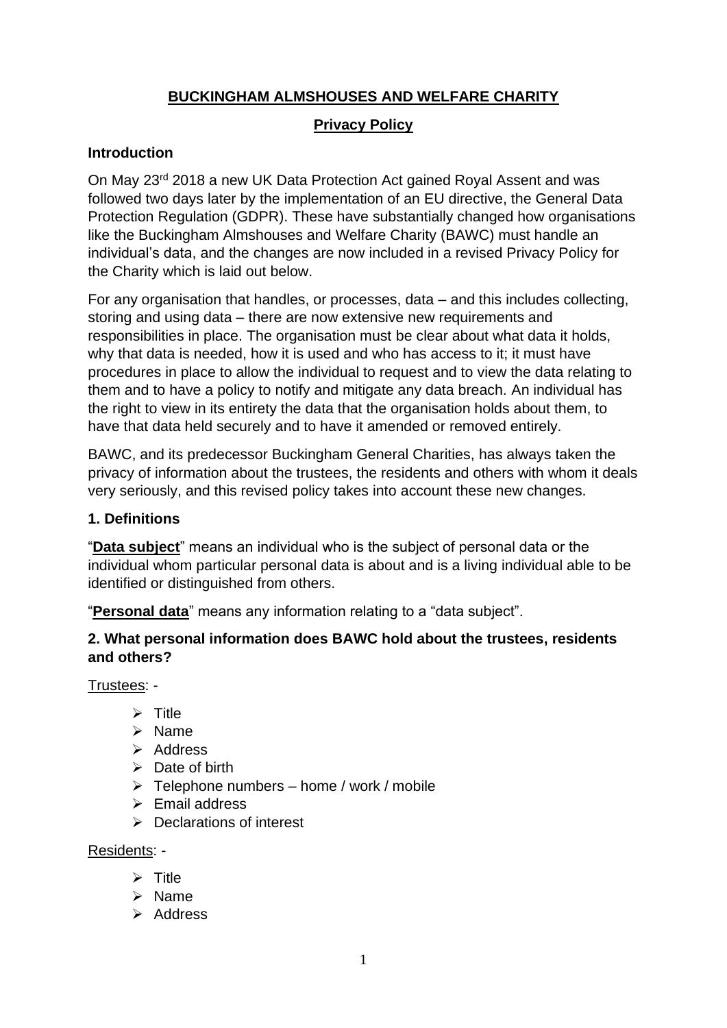# BUCKINGHAM ALMSHOUSES AND WELFARE CHARITY

## Privacy Policy

### Introduction

On May 23rd 2018 a new UK Data Protection Act gained Royal Assent and was followed two days later by the implementation of an EU directive, the General Data Protection Regulation (GDPR). These have substantially changed how organisations like the Buckingham Almshouses and Welfare Charity (BAWC) must handle an individual's data, and the changes are now included in a revised Privacy Policy for the Charity which is laid out below.

For any organisation that handles, or processes, data – and this includes collecting, storing and using data – there are now extensive new requirements and responsibilities in place. The organisation must be clear about what data it holds, why that data is needed, how it is used and who has access to it; it must have procedures in place to allow the individual to request and to view the data relating to them and to have a policy to notify and mitigate any data breach. An individual has the right to view in its entirety the data that the organisation holds about them, to have that data held securely and to have it amended or removed entirely.

BAWC, and its predecessor Buckingham General Charities, has always taken the privacy of information about the trustees, the residents and others with whom it deals very seriously, and this revised policy takes into account these new changes.

### 1. Definitions

"**Data subject**" means an individual who is the subject of personal data or the individual whom particular personal data is about and is a living individual able to be identified or distinguished from others.

"**Personal data**" means any information relating to a "data subject".

### 2. What personal information does BAWC hold about the trustees, residents and others?

Trustees: -

- Title
- Name
- Address
- Date of birth
- Telephone numbers – home / work / mobile
- Email address
- Declarations of interest

Residents: -

- Title
- Name
- Address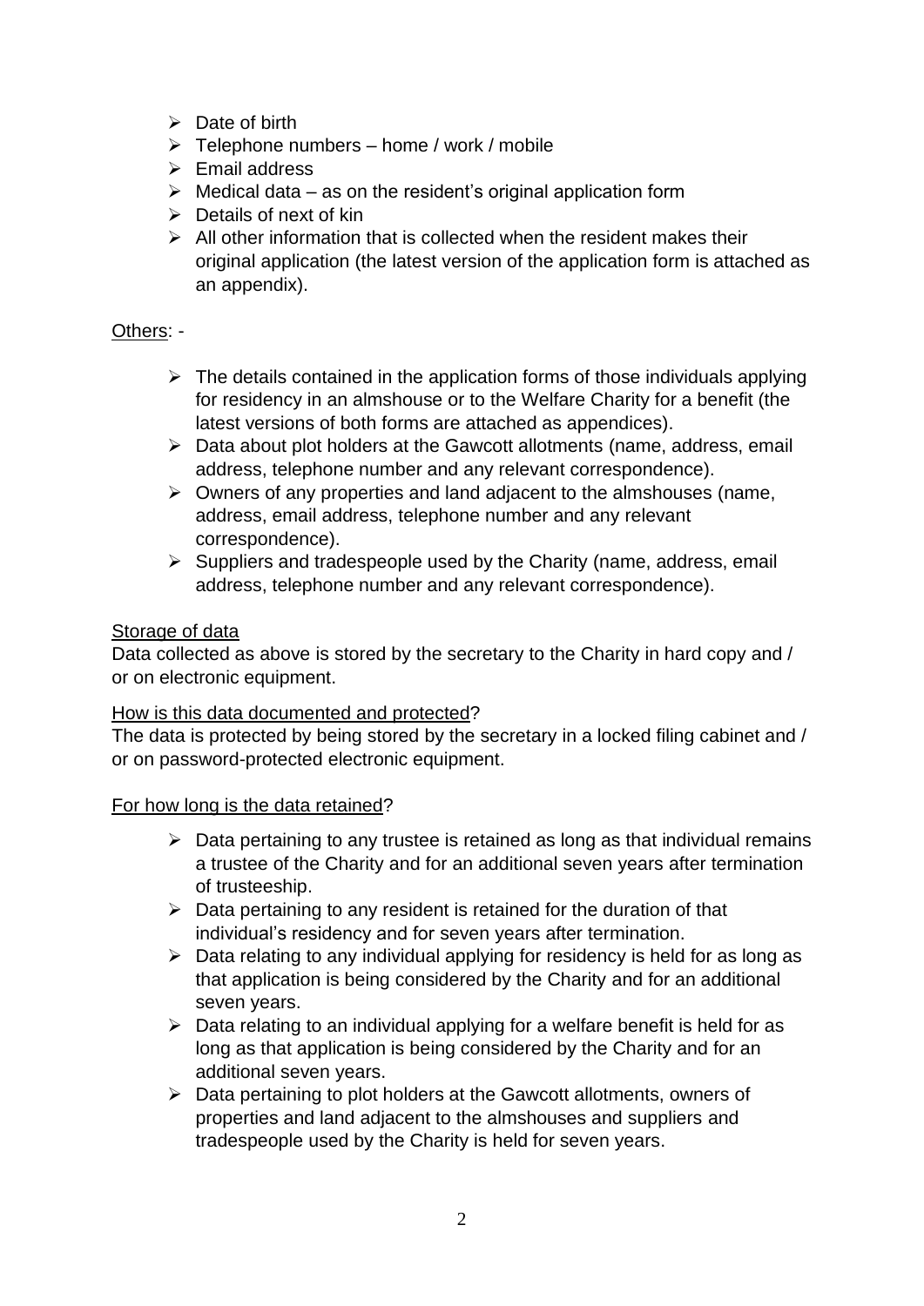- Date of birth
- Telephone numbers – home / work / mobile
- Email address
- Medical data – as on the resident's original application form
- Details of next of kin
- All other information that is collected when the resident makes their original application (the latest version of the application form is attached as an appendix).

Others: -

- The details contained in the application forms of those individuals applying for residency in an almshouse or to the Welfare Charity for a benefit (the latest versions of both forms are attached as appendices).
- Data about plot holders at the Gawcott allotments (name, address, email address, telephone number and any relevant correspondence).
- Owners of any properties and land adjacent to the almshouses (name, address, email address, telephone number and any relevant correspondence).
- Suppliers and tradespeople used by the Charity (name, address, email address, telephone number and any relevant correspondence).

Storage of data

Data collected as above is stored by the secretary to the Charity in hard copy and / or on electronic equipment.

How is this data documented and protected?

The data is protected by being stored by the secretary in a locked filing cabinet and / or on password-protected electronic equipment.

For how long is the data retained?

- Data pertaining to any trustee is retained as long as that individual remains a trustee of the Charity and for an additional seven years after termination of trusteeship.
- Data pertaining to any resident is retained for the duration of that individual's residency and for seven years after termination.
- Data relating to any individual applying for residency is held for as long as that application is being considered by the Charity and for an additional seven years.
- Data relating to an individual applying for a welfare benefit is held for as long as that application is being considered by the Charity and for an additional seven years.
- Data pertaining to plot holders at the Gawcott allotments, owners of properties and land adjacent to the almshouses and suppliers and tradespeople used by the Charity is held for seven years.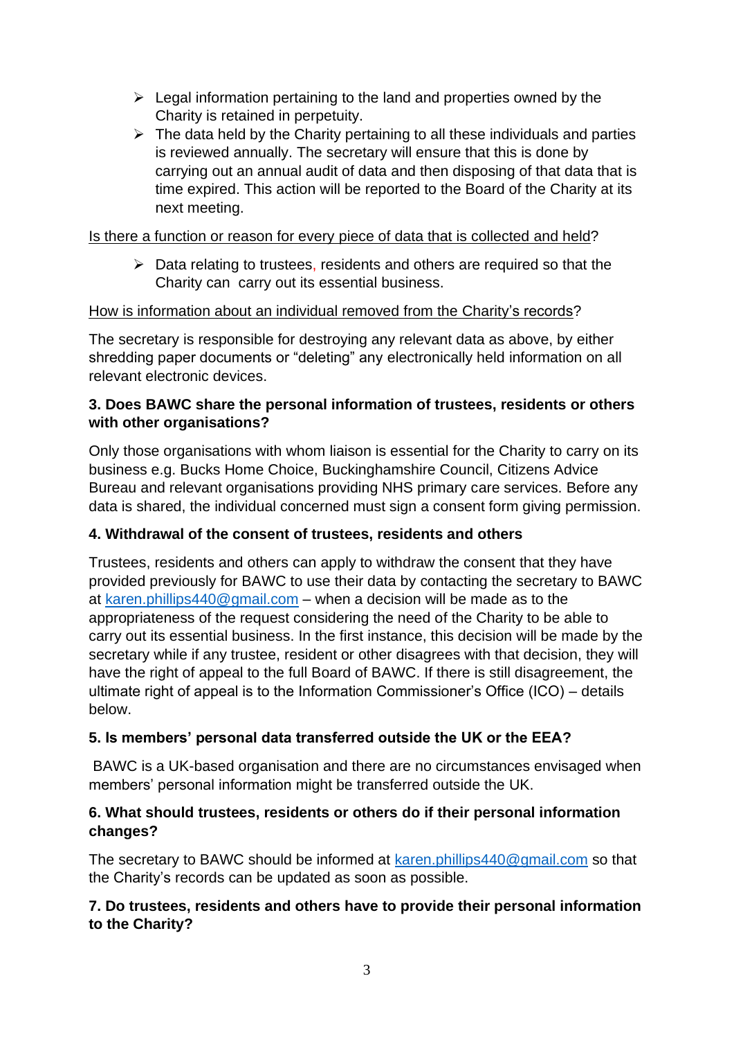- Legal information pertaining to the land and properties owned by the Charity is retained in perpetuity.
- The data held by the Charity pertaining to all these individuals and parties is reviewed annually. The secretary will ensure that this is done by carrying out an annual audit of data and then disposing of that data that is time expired. This action will be reported to the Board of the Charity at its next meeting.

<u>Is there a function or reason for every piece of data that is collected and held</u>?

- Data relating to trustees, residents and others are required so that the Charity can carry out its essential business.

<u>How is information about an individual removed from the Charity's records</u>?

The secretary is responsible for destroying any relevant data as above, by either shredding paper documents or "deleting" any electronically held information on all relevant electronic devices.

### 3. Does BAWC share the personal information of trustees, residents or others with other organisations?

Only those organisations with whom liaison is essential for the Charity to carry on its business e.g. Bucks Home Choice, Buckinghamshire Council, Citizens Advice Bureau and relevant organisations providing NHS primary care services. Before any data is shared, the individual concerned must sign a consent form giving permission.

### 4. Withdrawal of the consent of trustees, residents and others

Trustees, residents and others can apply to withdraw the consent that they have provided previously for BAWC to use their data by contacting the secretary to BAWC at karen.phillips440@gmail.com – when a decision will be made as to the appropriateness of the request considering the need of the Charity to be able to carry out its essential business. In the first instance, this decision will be made by the secretary while if any trustee, resident or other disagrees with that decision, they will have the right of appeal to the full Board of BAWC. If there is still disagreement, the ultimate right of appeal is to the Information Commissioner's Office (ICO) – details below.

### 5. Is members' personal data transferred outside the UK or the EEA?

BAWC is a UK-based organisation and there are no circumstances envisaged when members' personal information might be transferred outside the UK.

### 6. What should trustees, residents or others do if their personal information changes?

The secretary to BAWC should be informed at karen.phillips440@gmail.com so that the Charity's records can be updated as soon as possible.

### 7. Do trustees, residents and others have to provide their personal information to the Charity?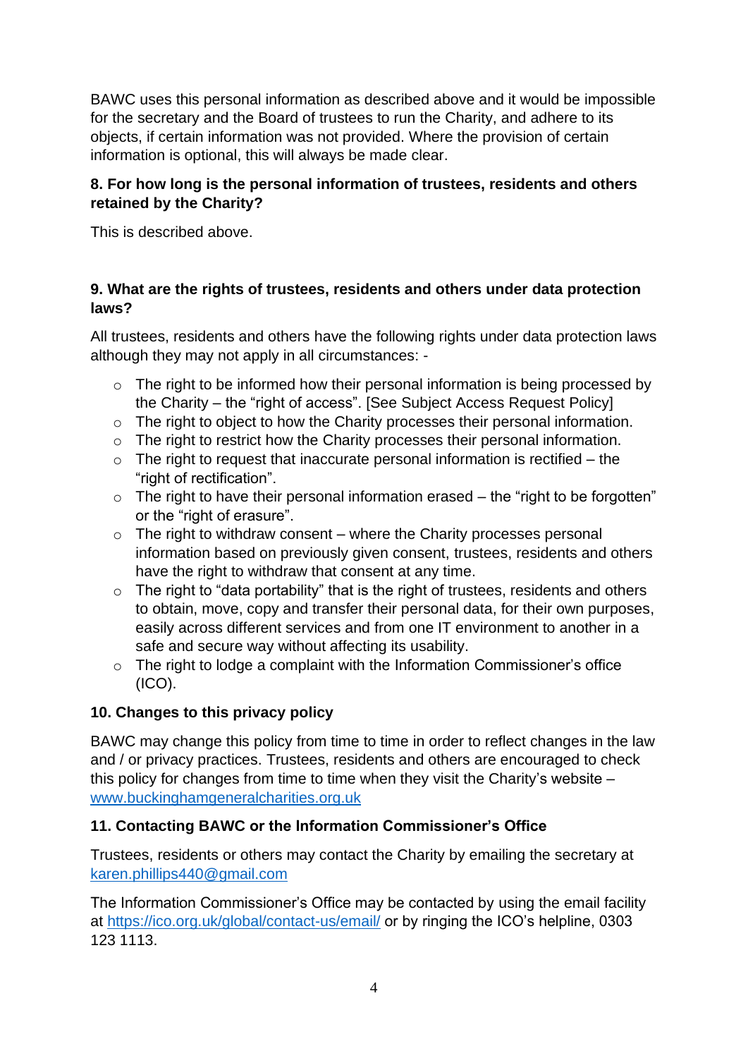BAWC uses this personal information as described above and it would be impossible for the secretary and the Board of trustees to run the Charity, and adhere to its objects, if certain information was not provided. Where the provision of certain information is optional, this will always be made clear.

**8. For how long is the personal information of trustees, residents and others retained by the Charity?**

This is described above.

**9. What are the rights of trustees, residents and others under data protection laws?**

All trustees, residents and others have the following rights under data protection laws although they may not apply in all circumstances: -

- The right to be informed how their personal information is being processed by the Charity – the "right of access". [See Subject Access Request Policy]
- The right to object to how the Charity processes their personal information.
- The right to restrict how the Charity processes their personal information.
- The right to request that inaccurate personal information is rectified – the "right of rectification".
- The right to have their personal information erased – the "right to be forgotten" or the "right of erasure".
- The right to withdraw consent – where the Charity processes personal information based on previously given consent, trustees, residents and others have the right to withdraw that consent at any time.
- The right to "data portability" that is the right of trustees, residents and others to obtain, move, copy and transfer their personal data, for their own purposes, easily across different services and from one IT environment to another in a safe and secure way without affecting its usability.
- The right to lodge a complaint with the Information Commissioner's office (ICO).

**10. Changes to this privacy policy**

BAWC may change this policy from time to time in order to reflect changes in the law and / or privacy practices. Trustees, residents and others are encouraged to check this policy for changes from time to time when they visit the Charity's website – [www.buckinghamgeneralcharities.org.uk](http://www.buckinghamgeneralcharities.org.uk)

**11. Contacting BAWC or the Information Commissioner's Office**

Trustees, residents or others may contact the Charity by emailing the secretary at [karen.phillips440@gmail.com](mailto:karen.phillips440@gmail.com)

The Information Commissioner's Office may be contacted by using the email facility at [https://ico.org.uk/global/contact-us/email/](https://ico.org.uk/global/contact-us/email/) or by ringing the ICO's helpline, 0303 123 1113.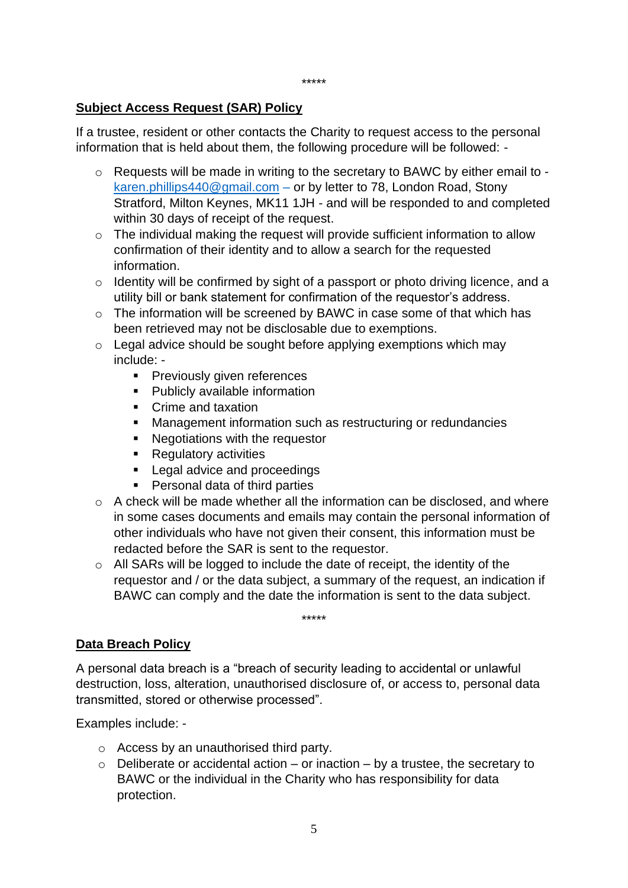\*\*\*\*\*

**Subject Access Request (SAR) Policy**

If a trustee, resident or other contacts the Charity to request access to the personal information that is held about them, the following procedure will be followed: -

- Requests will be made in writing to the secretary to BAWC by either email to - karen.phillips440@gmail.com – or by letter to 78, London Road, Stony Stratford, Milton Keynes, MK11 1JH - and will be responded to and completed within 30 days of receipt of the request.
- The individual making the request will provide sufficient information to allow confirmation of their identity and to allow a search for the requested information.
- Identity will be confirmed by sight of a passport or photo driving licence, and a utility bill or bank statement for confirmation of the requestor's address.
- The information will be screened by BAWC in case some of that which has been retrieved may not be disclosable due to exemptions.
- Legal advice should be sought before applying exemptions which may include: -
  - Previously given references
  - Publicly available information
  - Crime and taxation
  - Management information such as restructuring or redundancies
  - Negotiations with the requestor
  - Regulatory activities
  - Legal advice and proceedings
  - Personal data of third parties
- A check will be made whether all the information can be disclosed, and where in some cases documents and emails may contain the personal information of other individuals who have not given their consent, this information must be redacted before the SAR is sent to the requestor.
- All SARs will be logged to include the date of receipt, the identity of the requestor and / or the data subject, a summary of the request, an indication if BAWC can comply and the date the information is sent to the data subject.

\*\*\*\*\*

**Data Breach Policy**

A personal data breach is a "breach of security leading to accidental or unlawful destruction, loss, alteration, unauthorised disclosure of, or access to, personal data transmitted, stored or otherwise processed".

Examples include: -

- Access by an unauthorised third party.
- Deliberate or accidental action – or inaction – by a trustee, the secretary to BAWC or the individual in the Charity who has responsibility for data protection.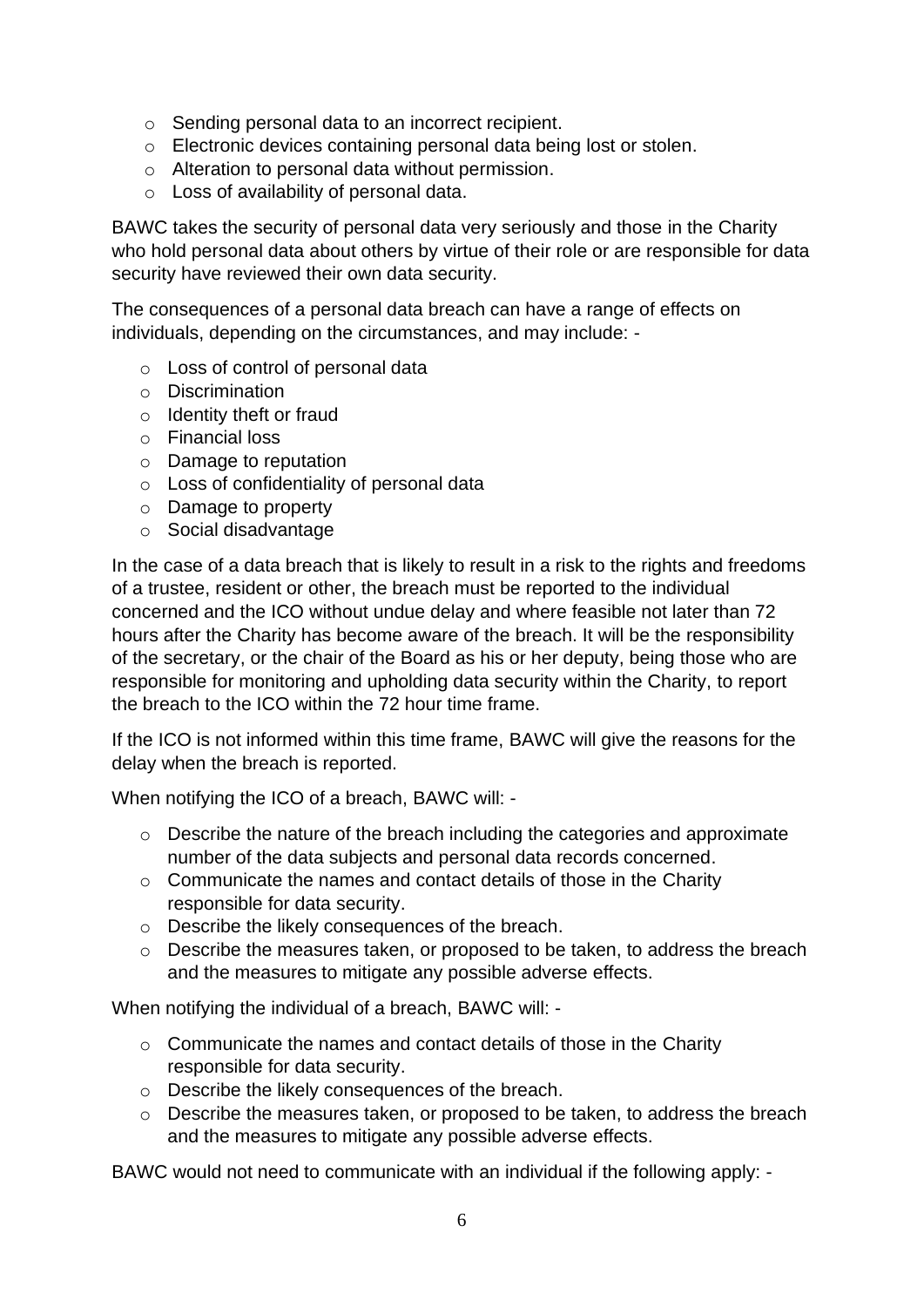- Sending personal data to an incorrect recipient.
- Electronic devices containing personal data being lost or stolen.
- Alteration to personal data without permission.
- Loss of availability of personal data.

BAWC takes the security of personal data very seriously and those in the Charity who hold personal data about others by virtue of their role or are responsible for data security have reviewed their own data security.

The consequences of a personal data breach can have a range of effects on individuals, depending on the circumstances, and may include: -

- Loss of control of personal data
- Discrimination
- Identity theft or fraud
- Financial loss
- Damage to reputation
- Loss of confidentiality of personal data
- Damage to property
- Social disadvantage

In the case of a data breach that is likely to result in a risk to the rights and freedoms of a trustee, resident or other, the breach must be reported to the individual concerned and the ICO without undue delay and where feasible not later than 72 hours after the Charity has become aware of the breach. It will be the responsibility of the secretary, or the chair of the Board as his or her deputy, being those who are responsible for monitoring and upholding data security within the Charity, to report the breach to the ICO within the 72 hour time frame.

If the ICO is not informed within this time frame, BAWC will give the reasons for the delay when the breach is reported.

When notifying the ICO of a breach, BAWC will: -

- Describe the nature of the breach including the categories and approximate number of the data subjects and personal data records concerned.
- Communicate the names and contact details of those in the Charity responsible for data security.
- Describe the likely consequences of the breach.
- Describe the measures taken, or proposed to be taken, to address the breach and the measures to mitigate any possible adverse effects.

When notifying the individual of a breach, BAWC will: -

- Communicate the names and contact details of those in the Charity responsible for data security.
- Describe the likely consequences of the breach.
- Describe the measures taken, or proposed to be taken, to address the breach and the measures to mitigate any possible adverse effects.

BAWC would not need to communicate with an individual if the following apply: -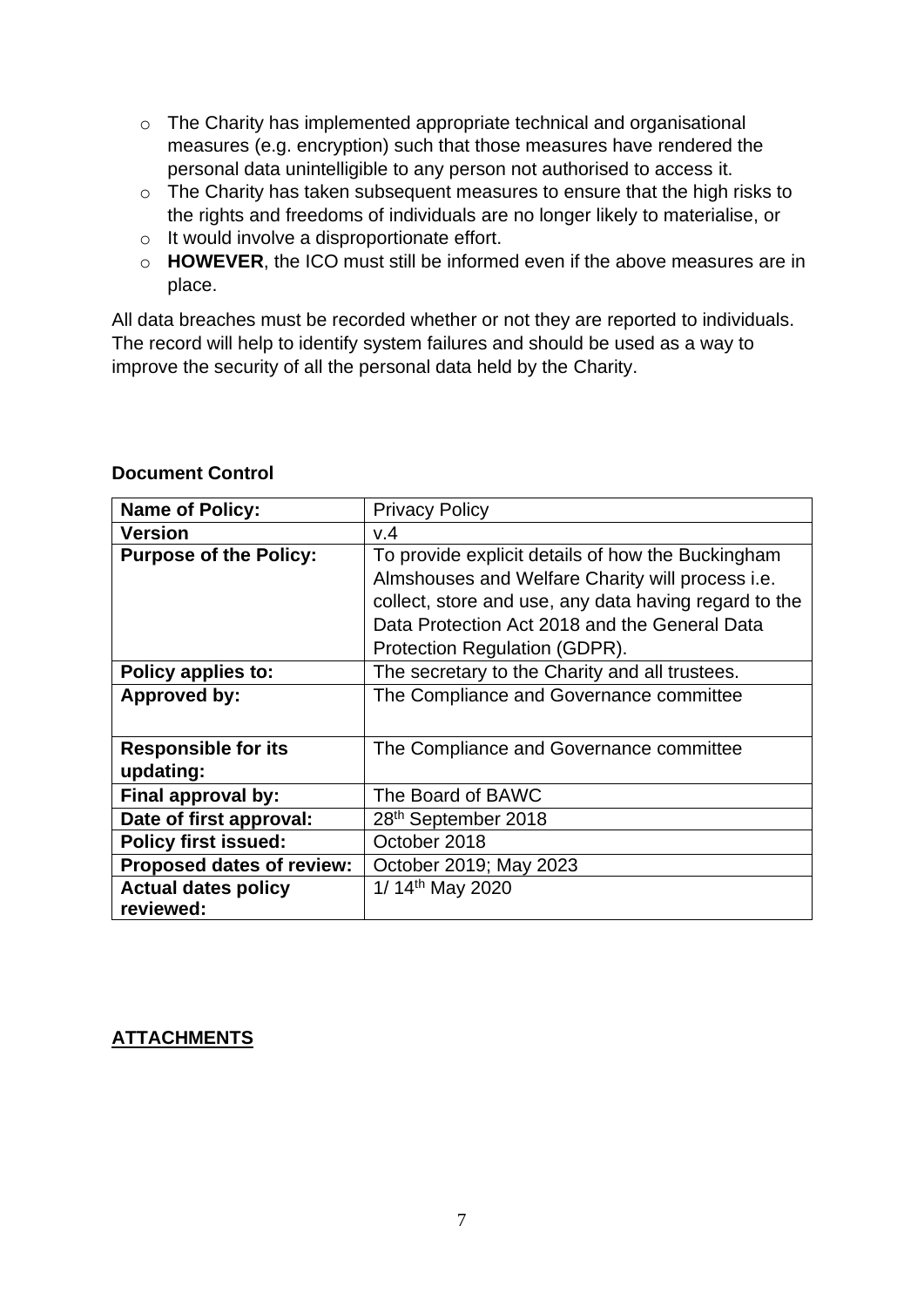- The Charity has implemented appropriate technical and organisational measures (e.g. encryption) such that those measures have rendered the personal data unintelligible to any person not authorised to access it.
- The Charity has taken subsequent measures to ensure that the high risks to the rights and freedoms of individuals are no longer likely to materialise, or
- It would involve a disproportionate effort.
- **HOWEVER**, the ICO must still be informed even if the above measures are in place.

All data breaches must be recorded whether or not they are reported to individuals. The record will help to identify system failures and should be used as a way to improve the security of all the personal data held by the Charity.

**Document Control**

| **Name of Policy:** | Privacy Policy |
|---|---|
| **Version** | v.4 |
| **Purpose of the Policy:** | To provide explicit details of how the Buckingham Almshouses and Welfare Charity will process i.e. collect, store and use, any data having regard to the Data Protection Act 2018 and the General Data Protection Regulation (GDPR). |
| **Policy applies to:** | The secretary to the Charity and all trustees. |
| **Approved by:** | The Compliance and Governance committee |
| **Responsible for its updating:** | The Compliance and Governance committee |
| **Final approval by:** | The Board of BAWC |
| **Date of first approval:** | 28th September 2018 |
| **Policy first issued:** | October 2018 |
| **Proposed dates of review:** | October 2019; May 2023 |
| **Actual dates policy reviewed:** | 1/ 14th May 2020 |

**ATTACHMENTS**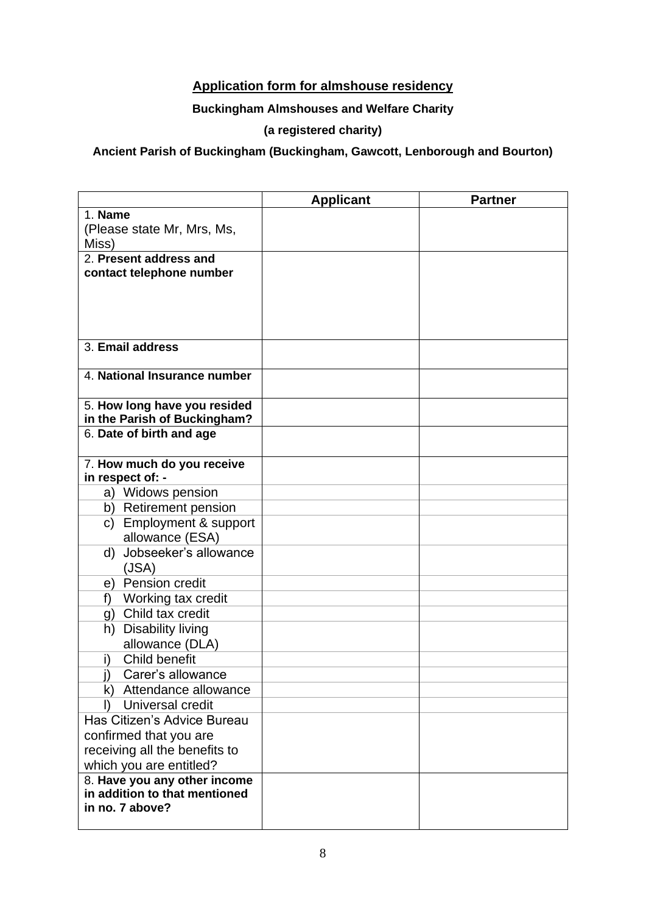# Application form for almshouse residency

**Buckingham Almshouses and Welfare Charity**

**(a registered charity)**

**Ancient Parish of Buckingham (Buckingham, Gawcott, Lenborough and Bourton)**

| | Applicant | Partner |
|---|---|---|
| 1. **Name** (Please state Mr, Mrs, Ms, Miss) | | |
| 2. **Present address and contact telephone number** | | |
| 3. **Email address** | | |
| 4. **National Insurance number** | | |
| 5. **How long have you resided in the Parish of Buckingham?** | | |
| 6. **Date of birth and age** | | |
| 7. **How much do you receive in respect of: -** | | |
| a) Widows pension | | |
| b) Retirement pension | | |
| c) Employment & support allowance (ESA) | | |
| d) Jobseeker's allowance (JSA) | | |
| e) Pension credit | | |
| f) Working tax credit | | |
| g) Child tax credit | | |
| h) Disability living allowance (DLA) | | |
| i) Child benefit | | |
| j) Carer's allowance | | |
| k) Attendance allowance | | |
| l) Universal credit | | |
| Has Citizen's Advice Bureau confirmed that you are receiving all the benefits to which you are entitled? | | |
| 8. **Have you any other income in addition to that mentioned in no. 7 above?** | | |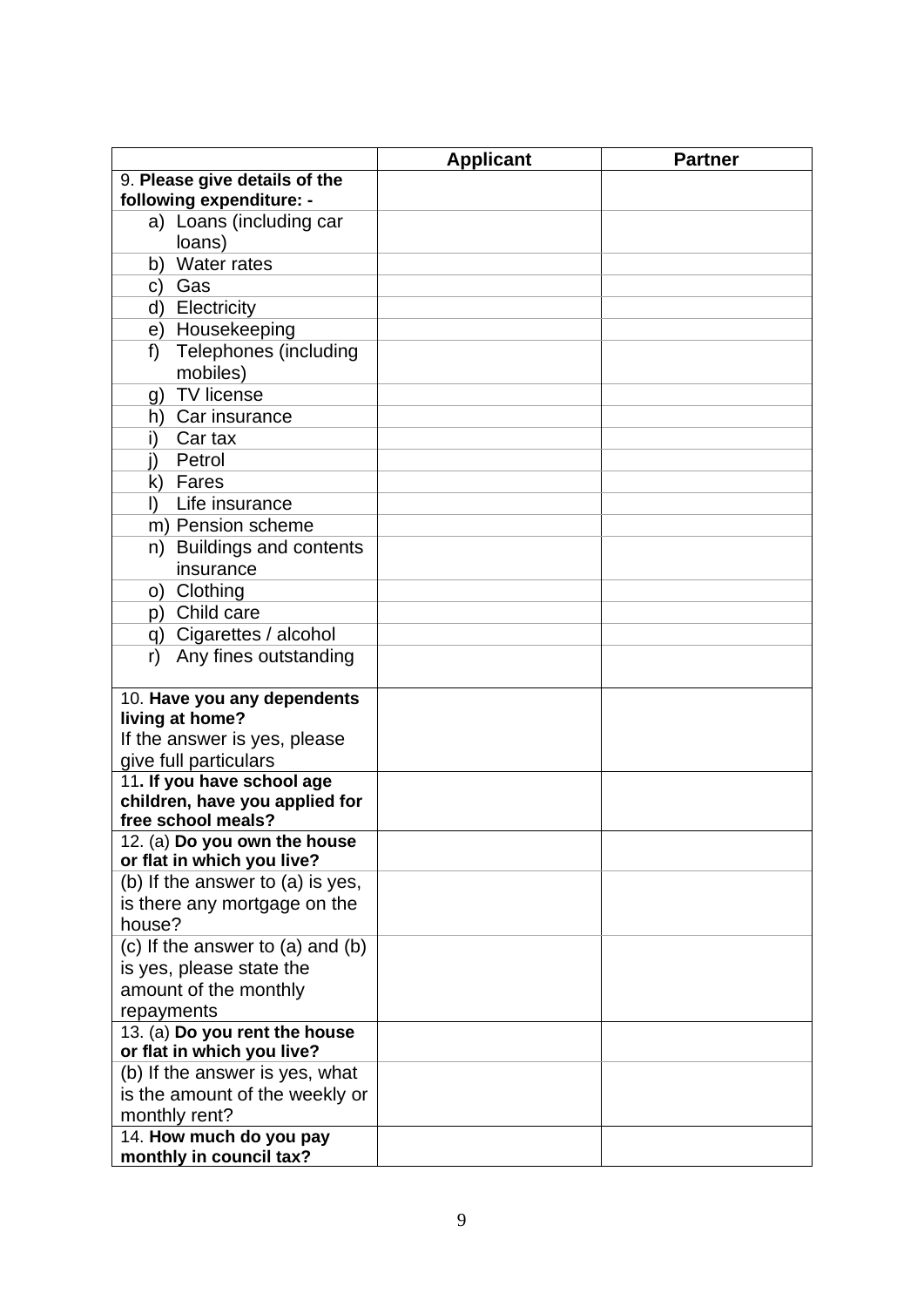| | **Applicant** | **Partner** |
|---|---|---|
| 9. **Please give details of the following expenditure: -** | | |
| a) Loans (including car loans) | | |
| b) Water rates | | |
| c) Gas | | |
| d) Electricity | | |
| e) Housekeeping | | |
| f) Telephones (including mobiles) | | |
| g) TV license | | |
| h) Car insurance | | |
| i) Car tax | | |
| j) Petrol | | |
| k) Fares | | |
| l) Life insurance | | |
| m) Pension scheme | | |
| n) Buildings and contents insurance | | |
| o) Clothing | | |
| p) Child care | | |
| q) Cigarettes / alcohol | | |
| r) Any fines outstanding | | |
| 10. **Have you any dependents living at home?** If the answer is yes, please give full particulars | | |
| 11**. If you have school age children, have you applied for free school meals?** | | |
| 12. (a) **Do you own the house or flat in which you live?** | | |
| (b) If the answer to (a) is yes, is there any mortgage on the house? | | |
| (c) If the answer to (a) and (b) is yes, please state the amount of the monthly repayments | | |
| 13. (a) **Do you rent the house or flat in which you live?** | | |
| (b) If the answer is yes, what is the amount of the weekly or monthly rent? | | |
| 14. **How much do you pay monthly in council tax?** | | |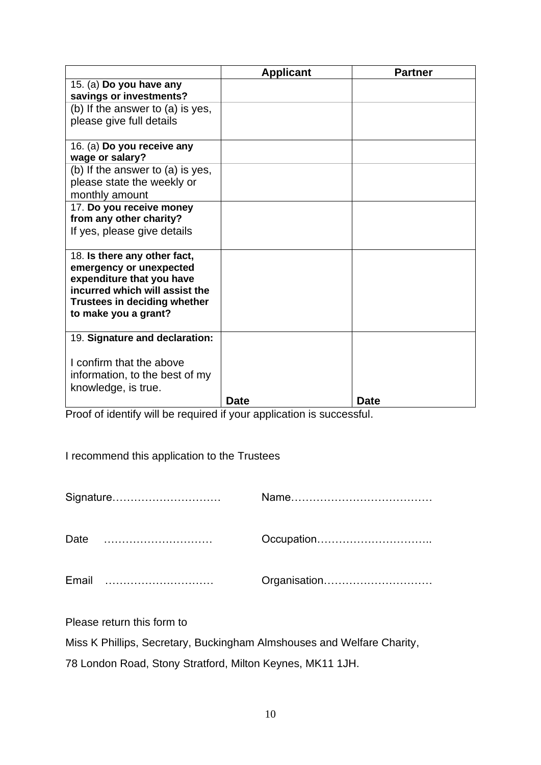| | **Applicant** | **Partner** |
|---|---|---|
| 15. (a) **Do you have any savings or investments?** | | |
| (b) If the answer to (a) is yes, please give full details | | |
| 16. (a) **Do you receive any wage or salary?** | | |
| (b) If the answer to (a) is yes, please state the weekly or monthly amount | | |
| 17. **Do you receive money from any other charity?** If yes, please give details | | |
| 18. **Is there any other fact, emergency or unexpected expenditure that you have incurred which will assist the Trustees in deciding whether to make you a grant?** | | |
| 19. **Signature and declaration:** I confirm that the above information, to the best of my knowledge, is true. | **Date** | **Date** |

Proof of identify will be required if your application is successful.

I recommend this application to the Trustees

Signature………………………… Name…………………………………

Date ………………………… Occupation…………………………..

Email ………………………… Organisation…………………………

Please return this form to

Miss K Phillips, Secretary, Buckingham Almshouses and Welfare Charity,

78 London Road, Stony Stratford, Milton Keynes, MK11 1JH.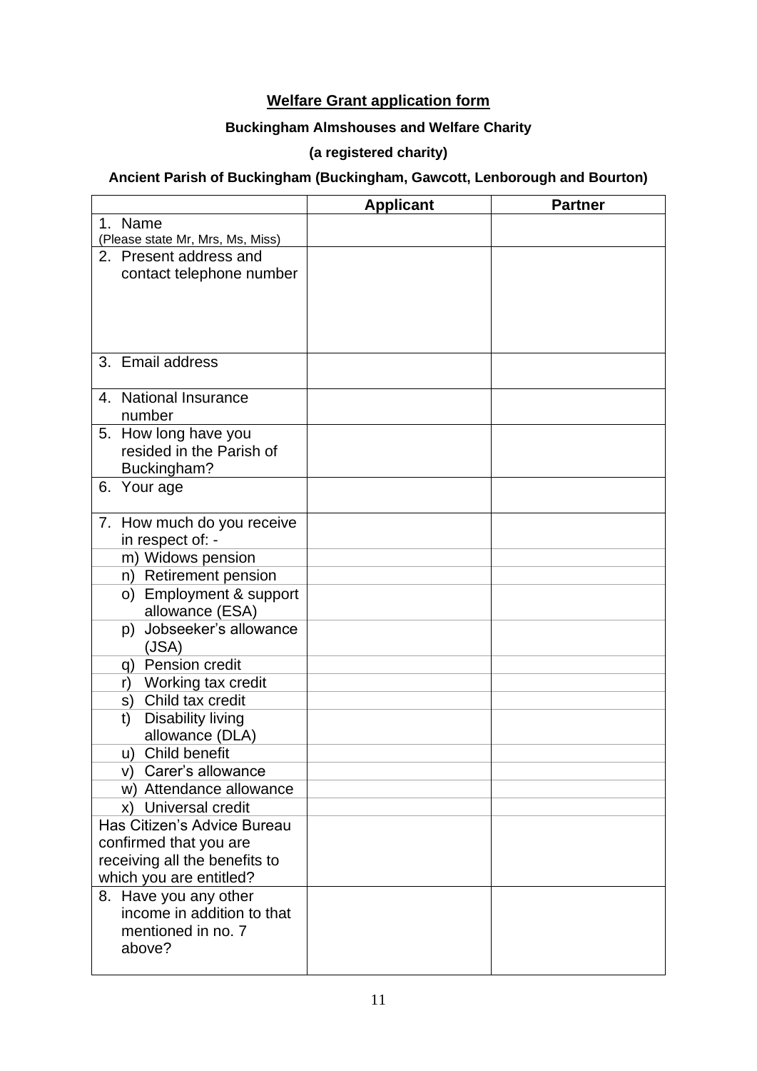## Welfare Grant application form

**Buckingham Almshouses and Welfare Charity**

**(a registered charity)**

**Ancient Parish of Buckingham (Buckingham, Gawcott, Lenborough and Bourton)**

| | **Applicant** | **Partner** |
|---|---|---|
| 1. Name (Please state Mr, Mrs, Ms, Miss) | | |
| 2. Present address and contact telephone number | | |
| 3. Email address | | |
| 4. National Insurance number | | |
| 5. How long have you resided in the Parish of Buckingham? | | |
| 6. Your age | | |
| 7. How much do you receive in respect of: - | | |
| m) Widows pension | | |
| n) Retirement pension | | |
| o) Employment & support allowance (ESA) | | |
| p) Jobseeker's allowance (JSA) | | |
| q) Pension credit | | |
| r) Working tax credit | | |
| s) Child tax credit | | |
| t) Disability living allowance (DLA) | | |
| u) Child benefit | | |
| v) Carer's allowance | | |
| w) Attendance allowance | | |
| x) Universal credit | | |
| Has Citizen's Advice Bureau confirmed that you are receiving all the benefits to which you are entitled? | | |
| 8. Have you any other income in addition to that mentioned in no. 7 above? | | |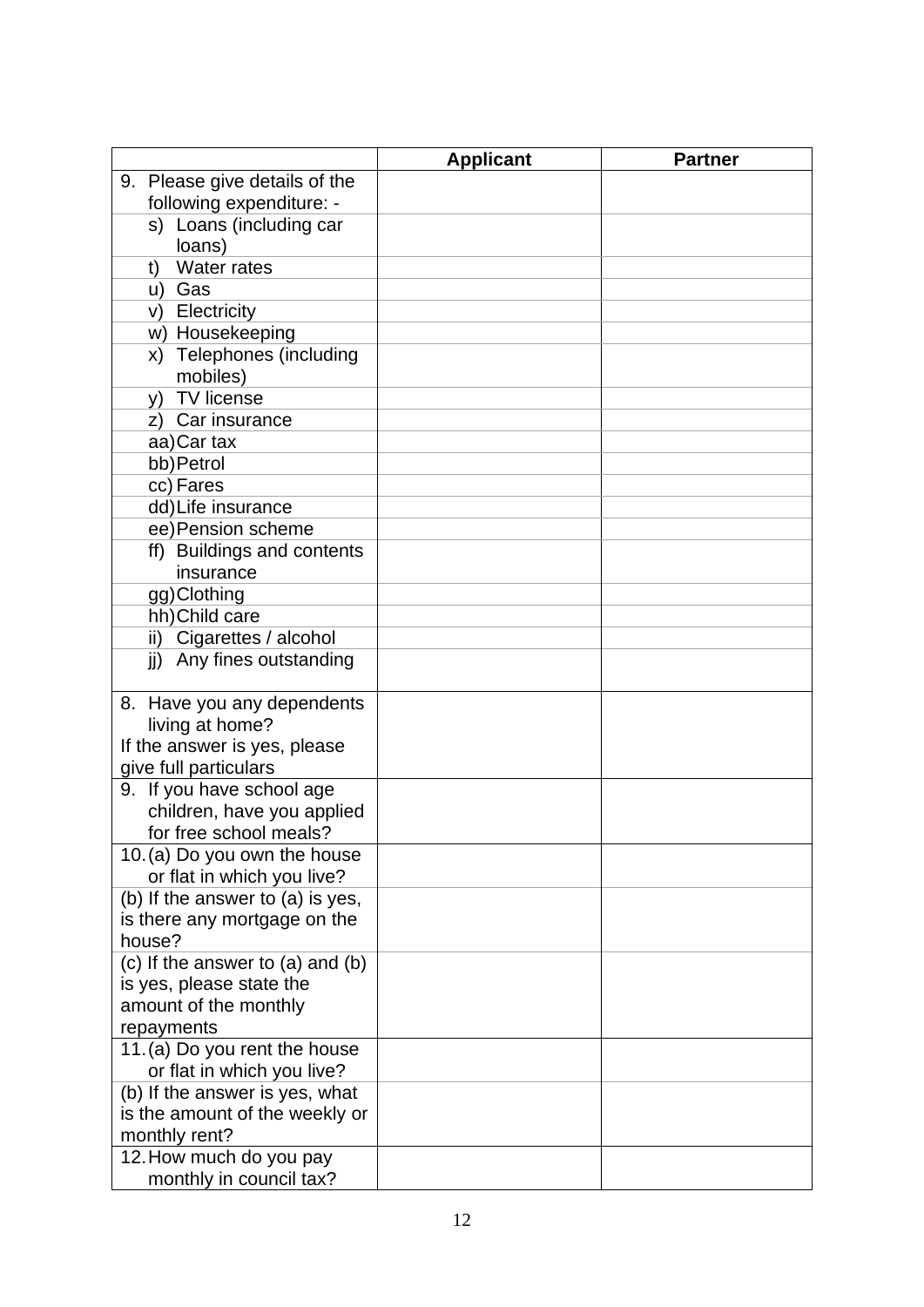| | Applicant | Partner |
|---|---|---|
| 9. Please give details of the following expenditure: - | | |
| s) Loans (including car loans) | | |
| t) Water rates | | |
| u) Gas | | |
| v) Electricity | | |
| w) Housekeeping | | |
| x) Telephones (including mobiles) | | |
| y) TV license | | |
| z) Car insurance | | |
| aa) Car tax | | |
| bb) Petrol | | |
| cc) Fares | | |
| dd) Life insurance | | |
| ee) Pension scheme | | |
| ff) Buildings and contents insurance | | |
| gg) Clothing | | |
| hh) Child care | | |
| ii) Cigarettes / alcohol | | |
| jj) Any fines outstanding | | |
| 8. Have you any dependents living at home? If the answer is yes, please give full particulars | | |
| 9. If you have school age children, have you applied for free school meals? | | |
| 10. (a) Do you own the house or flat in which you live? | | |
| (b) If the answer to (a) is yes, is there any mortgage on the house? | | |
| (c) If the answer to (a) and (b) is yes, please state the amount of the monthly repayments | | |
| 11. (a) Do you rent the house or flat in which you live? | | |
| (b) If the answer is yes, what is the amount of the weekly or monthly rent? | | |
| 12. How much do you pay monthly in council tax? | | |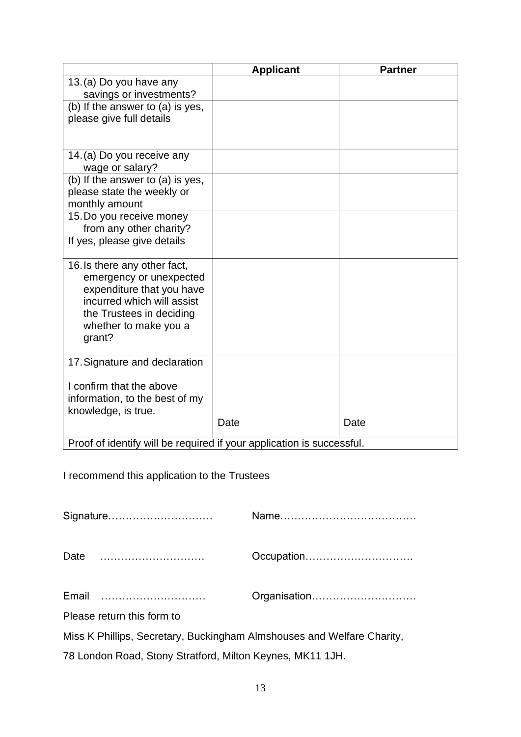| | Applicant | Partner |
|---|---|---|
| 13. (a) Do you have any savings or investments? | | |
| (b) If the answer to (a) is yes, please give full details | | |
| 14. (a) Do you receive any wage or salary? | | |
| (b) If the answer to (a) is yes, please state the weekly or monthly amount | | |
| 15. Do you receive money from any other charity? If yes, please give details | | |
| 16. Is there any other fact, emergency or unexpected expenditure that you have incurred which will assist the Trustees in deciding whether to make you a grant? | | |
| 17. Signature and declaration<br><br>I confirm that the above information, to the best of my knowledge, is true. | Date | Date |
| Proof of identify will be required if your application is successful. | | |

I recommend this application to the Trustees

Signature………………………… Name…………………………………

Date ………………………… Occupation………………………….

Email ………………………… Organisation…………………………

Please return this form to

Miss K Phillips, Secretary, Buckingham Almshouses and Welfare Charity,

78 London Road, Stony Stratford, Milton Keynes, MK11 1JH.